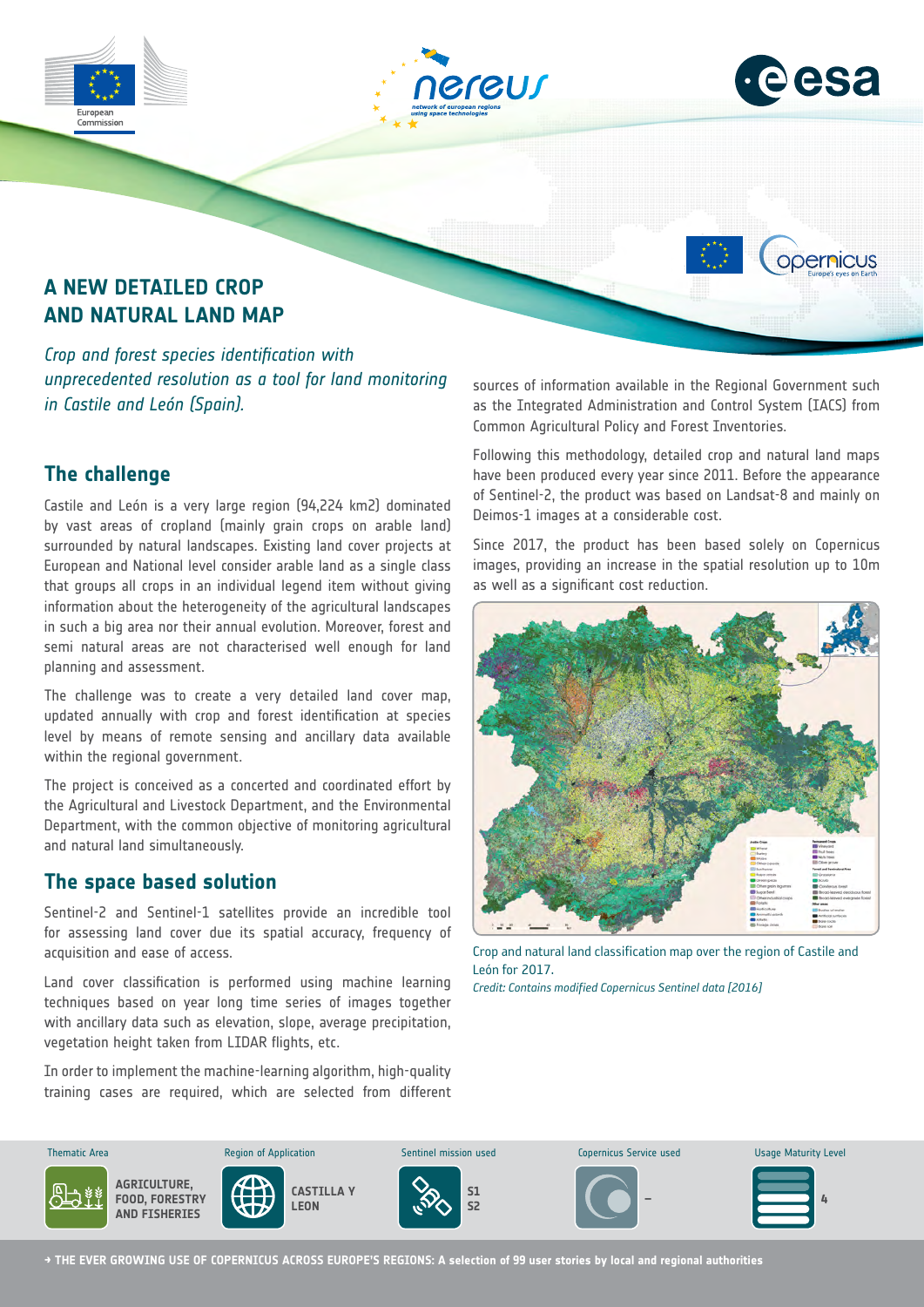# A NEW DETAILED CROP AND NATURAL LAND MAP

*Crop and forest species identification with unprecedented resolution as a tool for land monitoring in Castile and León (Spain).*

## The challenge

Castile and León is a very large region (94,224 km2) dominated by vast areas of cropland (mainly grain crops on arable land) surrounded by natural landscapes. Existing land cover projects at European and National level consider arable land as a single class that groups all crops in an individual legend item without giving information about the heterogeneity of the agricultural landscapes in such a big area nor their annual evolution. Moreover, forest and semi natural areas are not characterised well enough for land planning and assessment.

The challenge was to create a very detailed land cover map, updated annually with crop and forest identification at species level by means of remote sensing and ancillary data available within the regional government.

The project is conceived as a concerted and coordinated effort by the Agricultural and Livestock Department, and the Environmental Department, with the common objective of monitoring agricultural and natural land simultaneously.

## The space based solution

Sentinel-2 and Sentinel-1 satellites provide an incredible tool for assessing land cover due its spatial accuracy, frequency of acquisition and ease of access.

Land cover classification is performed using machine learning techniques based on year long time series of images together with ancillary data such as elevation, slope, average precipitation, vegetation height taken from LIDAR flights, etc.

In order to implement the machine-learning algorithm, high-quality training cases are required, which are selected from different sources of information available in the Regional Government such as the Integrated Administration and Control System (IACS) from Common Agricultural Policy and Forest Inventories.

Following this methodology, detailed crop and natural land maps have been produced every year since 2011. Before the appearance of Sentinel-2, the product was based on Landsat-8 and mainly on Deimos-1 images at a considerable cost.

Since 2017, the product has been based solely on Copernicus images, providing an increase in the spatial resolution up to 10m as well as a significant cost reduction.

Crop and natural land classification map over the region of Castile and León for 2017.
*Credit: Contains modified Copernicus Sentinel data (2016)*

| Thematic Area | Region of Application | Sentinel mission used | Copernicus Service used | Usage Maturity Level |
|---|---|---|---|---|
| AGRICULTURE, FOOD, FORESTRY AND FISHERIES | CASTILLA Y LEON | S1 S2 | – | 4 |

→ THE EVER GROWING USE OF COPERNICUS ACROSS EUROPE'S REGIONS: A selection of 99 user stories by local and regional authorities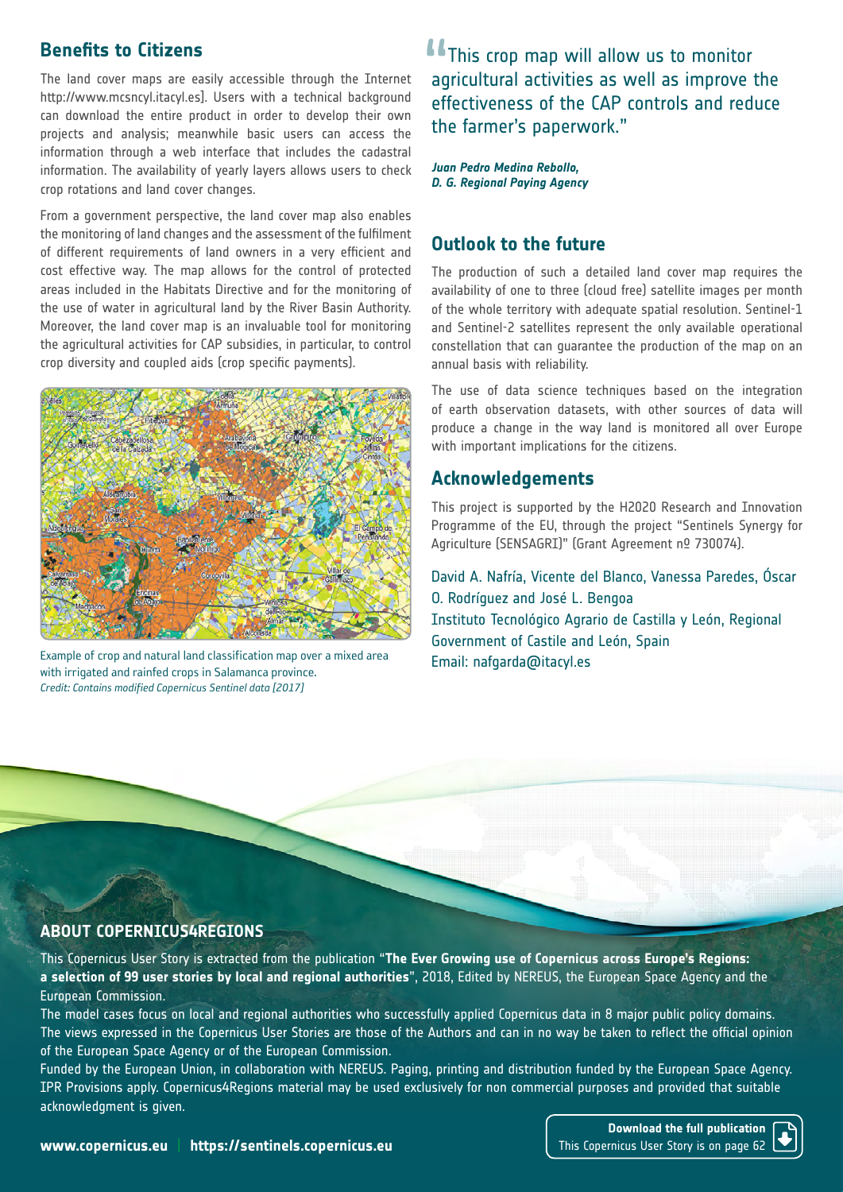## Benefits to Citizens

The land cover maps are easily accessible through the Internet http://www.mcsncyl.itacyl.es]. Users with a technical background can download the entire product in order to develop their own projects and analysis; meanwhile basic users can access the information through a web interface that includes the cadastral information. The availability of yearly layers allows users to check crop rotations and land cover changes.

From a government perspective, the land cover map also enables the monitoring of land changes and the assessment of the fulfilment of different requirements of land owners in a very efficient and cost effective way. The map allows for the control of protected areas included in the Habitats Directive and for the monitoring of the use of water in agricultural land by the River Basin Authority. Moreover, the land cover map is an invaluable tool for monitoring the agricultural activities for CAP subsidies, in particular, to control crop diversity and coupled aids (crop specific payments).

Example of crop and natural land classification map over a mixed area with irrigated and rainfed crops in Salamanca province.
*Credit: Contains modified Copernicus Sentinel data [2017]*

> "This crop map will allow us to monitor agricultural activities as well as improve the effectiveness of the CAP controls and reduce the farmer's paperwork."
>
> ***Juan Pedro Medina Rebollo, D. G. Regional Paying Agency***

## Outlook to the future

The production of such a detailed land cover map requires the availability of one to three (cloud free) satellite images per month of the whole territory with adequate spatial resolution. Sentinel-1 and Sentinel-2 satellites represent the only available operational constellation that can guarantee the production of the map on an annual basis with reliability.

The use of data science techniques based on the integration of earth observation datasets, with other sources of data will produce a change in the way land is monitored all over Europe with important implications for the citizens.

## Acknowledgements

This project is supported by the H2020 Research and Innovation Programme of the EU, through the project "Sentinels Synergy for Agriculture (SENSAGRI)" (Grant Agreement nº 730074).

David A. Nafría, Vicente del Blanco, Vanessa Paredes, Óscar O. Rodríguez and José L. Bengoa
Instituto Tecnológico Agrario de Castilla y León, Regional Government of Castile and León, Spain
Email: nafgarda@itacyl.es

## ABOUT COPERNICUS4REGIONS

This Copernicus User Story is extracted from the publication "**The Ever Growing use of Copernicus across Europe's Regions: a selection of 99 user stories by local and regional authorities**", 2018, Edited by NEREUS, the European Space Agency and the European Commission.
The model cases focus on local and regional authorities who successfully applied Copernicus data in 8 major public policy domains. The views expressed in the Copernicus User Stories are those of the Authors and can in no way be taken to reflect the official opinion of the European Space Agency or of the European Commission.
Funded by the European Union, in collaboration with NEREUS. Paging, printing and distribution funded by the European Space Agency. IPR Provisions apply. Copernicus4Regions material may be used exclusively for non commercial purposes and provided that suitable acknowledgment is given.

**www.copernicus.eu** | **https://sentinels.copernicus.eu**

**Download the full publication**
This Copernicus User Story is on page 62